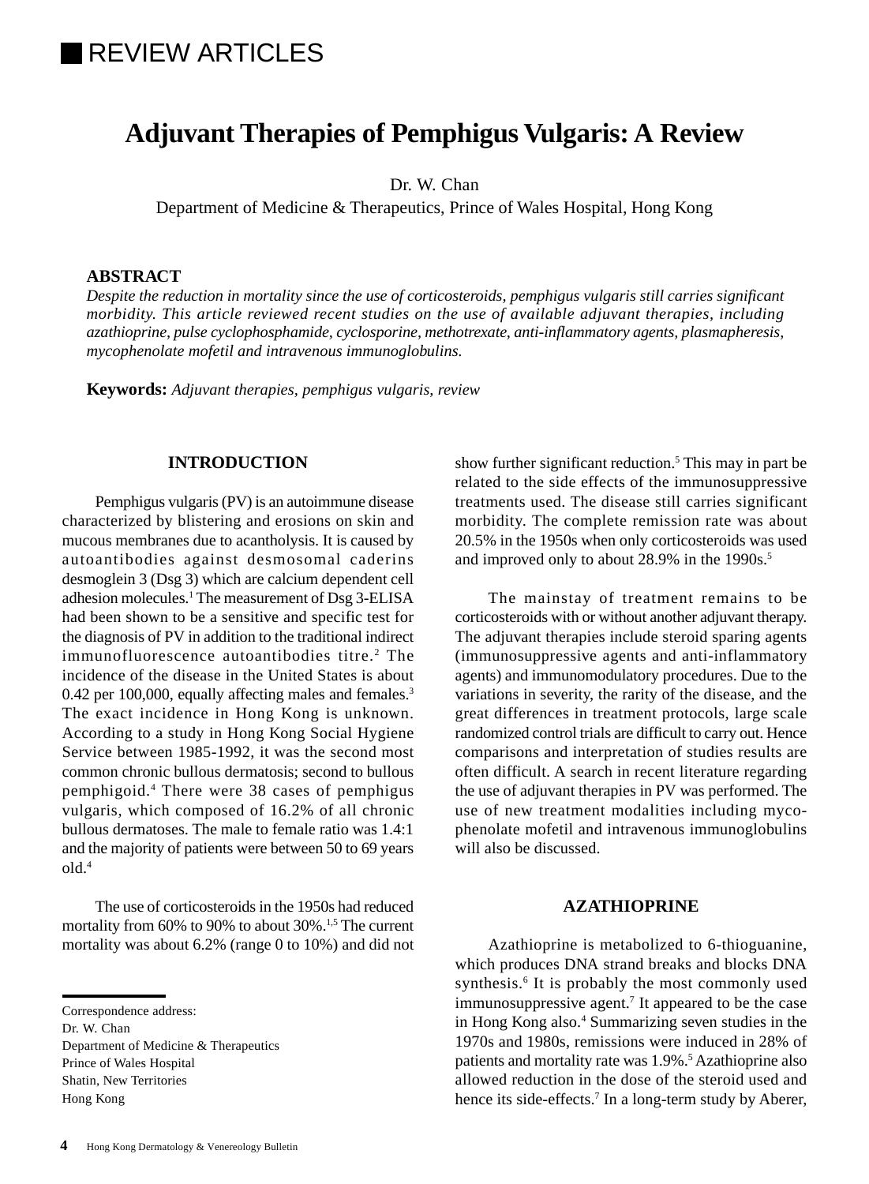REVIEW ARTICLES

# Adjuvant Therapies of Pemphigus Vulgaris: A Review

Dr. W. Chan
Department of Medicine & Therapeutics, Prince of Wales Hospital, Hong Kong

**ABSTRACT**

*Despite the reduction in mortality since the use of corticosteroids, pemphigus vulgaris still carries significant morbidity. This article reviewed recent studies on the use of available adjuvant therapies, including azathioprine, pulse cyclophosphamide, cyclosporine, methotrexate, anti-inflammatory agents, plasmapheresis, mycophenolate mofetil and intravenous immunoglobulins.*

**Keywords:** *Adjuvant therapies, pemphigus vulgaris, review*

## INTRODUCTION

Pemphigus vulgaris (PV) is an autoimmune disease characterized by blistering and erosions on skin and mucous membranes due to acantholysis. It is caused by autoantibodies against desmosomal caderins desmoglein 3 (Dsg 3) which are calcium dependent cell adhesion molecules.[1] The measurement of Dsg 3-ELISA had been shown to be a sensitive and specific test for the diagnosis of PV in addition to the traditional indirect immunofluorescence autoantibodies titre.[2] The incidence of the disease in the United States is about 0.42 per 100,000, equally affecting males and females.[3] The exact incidence in Hong Kong is unknown. According to a study in Hong Kong Social Hygiene Service between 1985-1992, it was the second most common chronic bullous dermatosis; second to bullous pemphigoid.[4] There were 38 cases of pemphigus vulgaris, which composed of 16.2% of all chronic bullous dermatoses. The male to female ratio was 1.4:1 and the majority of patients were between 50 to 69 years old.[4]

The use of corticosteroids in the 1950s had reduced mortality from 60% to 90% to about 30%.[1,5] The current mortality was about 6.2% (range 0 to 10%) and did not show further significant reduction.[5] This may in part be related to the side effects of the immunosuppressive treatments used. The disease still carries significant morbidity. The complete remission rate was about 20.5% in the 1950s when only corticosteroids was used and improved only to about 28.9% in the 1990s.[5]

The mainstay of treatment remains to be corticosteroids with or without another adjuvant therapy. The adjuvant therapies include steroid sparing agents (immunosuppressive agents and anti-inflammatory agents) and immunomodulatory procedures. Due to the variations in severity, the rarity of the disease, and the great differences in treatment protocols, large scale randomized control trials are difficult to carry out. Hence comparisons and interpretation of studies results are often difficult. A search in recent literature regarding the use of adjuvant therapies in PV was performed. The use of new treatment modalities including mycophenolate mofetil and intravenous immunoglobulins will also be discussed.

## AZATHIOPRINE

Azathioprine is metabolized to 6-thioguanine, which produces DNA strand breaks and blocks DNA synthesis.[6] It is probably the most commonly used immunosuppressive agent.[7] It appeared to be the case in Hong Kong also.[4] Summarizing seven studies in the 1970s and 1980s, remissions were induced in 28% of patients and mortality rate was 1.9%.[5] Azathioprine also allowed reduction in the dose of the steroid used and hence its side-effects.[7] In a long-term study by Aberer,

Correspondence address:
Dr. W. Chan
Department of Medicine & Therapeutics
Prince of Wales Hospital
Shatin, New Territories
Hong Kong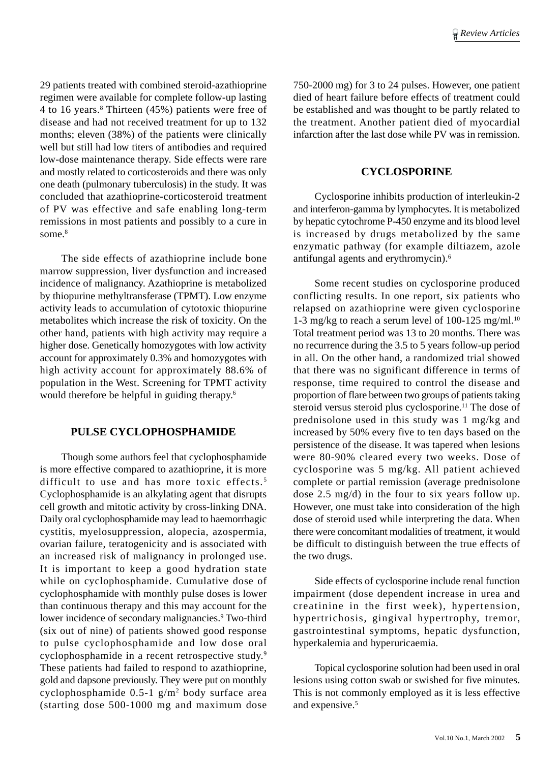29 patients treated with combined steroid-azathioprine regimen were available for complete follow-up lasting 4 to 16 years.[8] Thirteen (45%) patients were free of disease and had not received treatment for up to 132 months; eleven (38%) of the patients were clinically well but still had low titers of antibodies and required low-dose maintenance therapy. Side effects were rare and mostly related to corticosteroids and there was only one death (pulmonary tuberculosis) in the study. It was concluded that azathioprine-corticosteroid treatment of PV was effective and safe enabling long-term remissions in most patients and possibly to a cure in some.[8]

The side effects of azathioprine include bone marrow suppression, liver dysfunction and increased incidence of malignancy. Azathioprine is metabolized by thiopurine methyltransferase (TPMT). Low enzyme activity leads to accumulation of cytotoxic thiopurine metabolites which increase the risk of toxicity. On the other hand, patients with high activity may require a higher dose. Genetically homozygotes with low activity account for approximately 0.3% and homozygotes with high activity account for approximately 88.6% of population in the West. Screening for TPMT activity would therefore be helpful in guiding therapy.[6]

## PULSE CYCLOPHOSPHAMIDE

Though some authors feel that cyclophosphamide is more effective compared to azathioprine, it is more difficult to use and has more toxic effects.[5] Cyclophosphamide is an alkylating agent that disrupts cell growth and mitotic activity by cross-linking DNA. Daily oral cyclophosphamide may lead to haemorrhagic cystitis, myelosuppression, alopecia, azospermia, ovarian failure, teratogenicity and is associated with an increased risk of malignancy in prolonged use. It is important to keep a good hydration state while on cyclophosphamide. Cumulative dose of cyclophosphamide with monthly pulse doses is lower than continuous therapy and this may account for the lower incidence of secondary malignancies.[9] Two-third (six out of nine) of patients showed good response to pulse cyclophosphamide and low dose oral cyclophosphamide in a recent retrospective study.[9] These patients had failed to respond to azathioprine, gold and dapsone previously. They were put on monthly cyclophosphamide 0.5-1 g/m$^2$ body surface area (starting dose 500-1000 mg and maximum dose 750-2000 mg) for 3 to 24 pulses. However, one patient died of heart failure before effects of treatment could be established and was thought to be partly related to the treatment. Another patient died of myocardial infarction after the last dose while PV was in remission.

## CYCLOSPORINE

Cyclosporine inhibits production of interleukin-2 and interferon-gamma by lymphocytes. It is metabolized by hepatic cytochrome P-450 enzyme and its blood level is increased by drugs metabolized by the same enzymatic pathway (for example diltiazem, azole antifungal agents and erythromycin).[6]

Some recent studies on cyclosporine produced conflicting results. In one report, six patients who relapsed on azathioprine were given cyclosporine 1-3 mg/kg to reach a serum level of 100-125 mg/ml.[10] Total treatment period was 13 to 20 months. There was no recurrence during the 3.5 to 5 years follow-up period in all. On the other hand, a randomized trial showed that there was no significant difference in terms of response, time required to control the disease and proportion of flare between two groups of patients taking steroid versus steroid plus cyclosporine.[11] The dose of prednisolone used in this study was 1 mg/kg and increased by 50% every five to ten days based on the persistence of the disease. It was tapered when lesions were 80-90% cleared every two weeks. Dose of cyclosporine was 5 mg/kg. All patient achieved complete or partial remission (average prednisolone dose 2.5 mg/d) in the four to six years follow up. However, one must take into consideration of the high dose of steroid used while interpreting the data. When there were concomitant modalities of treatment, it would be difficult to distinguish between the true effects of the two drugs.

Side effects of cyclosporine include renal function impairment (dose dependent increase in urea and creatinine in the first week), hypertension, hypertrichosis, gingival hypertrophy, tremor, gastrointestinal symptoms, hepatic dysfunction, hyperkalemia and hyperuricaemia.

Topical cyclosporine solution had been used in oral lesions using cotton swab or swished for five minutes. This is not commonly employed as it is less effective and expensive.[5]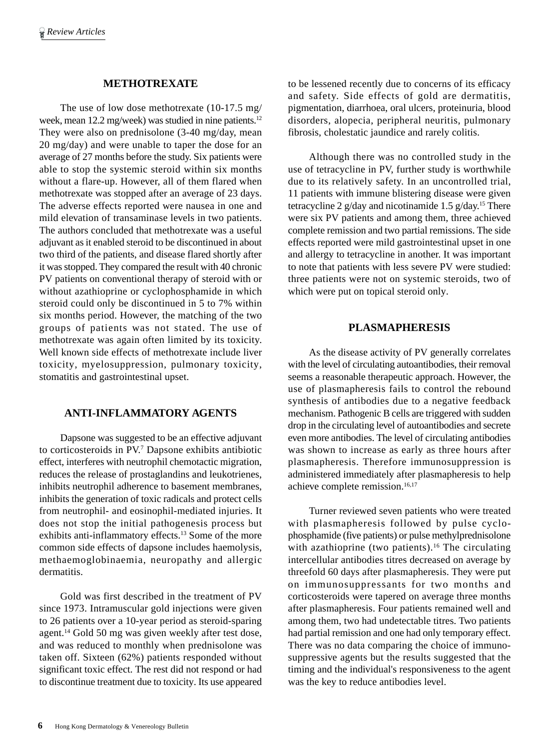## METHOTREXATE

The use of low dose methotrexate (10-17.5 mg/ week, mean 12.2 mg/week) was studied in nine patients.[12] They were also on prednisolone (3-40 mg/day, mean 20 mg/day) and were unable to taper the dose for an average of 27 months before the study. Six patients were able to stop the systemic steroid within six months without a flare-up. However, all of them flared when methotrexate was stopped after an average of 23 days. The adverse effects reported were nausea in one and mild elevation of transaminase levels in two patients. The authors concluded that methotrexate was a useful adjuvant as it enabled steroid to be discontinued in about two third of the patients, and disease flared shortly after it was stopped. They compared the result with 40 chronic PV patients on conventional therapy of steroid with or without azathioprine or cyclophosphamide in which steroid could only be discontinued in 5 to 7% within six months period. However, the matching of the two groups of patients was not stated. The use of methotrexate was again often limited by its toxicity. Well known side effects of methotrexate include liver toxicity, myelosuppression, pulmonary toxicity, stomatitis and gastrointestinal upset.

## ANTI-INFLAMMATORY AGENTS

Dapsone was suggested to be an effective adjuvant to corticosteroids in PV.[7] Dapsone exhibits antibiotic effect, interferes with neutrophil chemotactic migration, reduces the release of prostaglandins and leukotrienes, inhibits neutrophil adherence to basement membranes, inhibits the generation of toxic radicals and protect cells from neutrophil- and eosinophil-mediated injuries. It does not stop the initial pathogenesis process but exhibits anti-inflammatory effects.[13] Some of the more common side effects of dapsone includes haemolysis, methaemoglobinaemia, neuropathy and allergic dermatitis.

Gold was first described in the treatment of PV since 1973. Intramuscular gold injections were given to 26 patients over a 10-year period as steroid-sparing agent.[14] Gold 50 mg was given weekly after test dose, and was reduced to monthly when prednisolone was taken off. Sixteen (62%) patients responded without significant toxic effect. The rest did not respond or had to discontinue treatment due to toxicity. Its use appeared to be lessened recently due to concerns of its efficacy and safety. Side effects of gold are dermatitis, pigmentation, diarrhoea, oral ulcers, proteinuria, blood disorders, alopecia, peripheral neuritis, pulmonary fibrosis, cholestatic jaundice and rarely colitis.

Although there was no controlled study in the use of tetracycline in PV, further study is worthwhile due to its relatively safety. In an uncontrolled trial, 11 patients with immune blistering disease were given tetracycline 2 g/day and nicotinamide 1.5 g/day.[15] There were six PV patients and among them, three achieved complete remission and two partial remissions. The side effects reported were mild gastrointestinal upset in one and allergy to tetracycline in another. It was important to note that patients with less severe PV were studied: three patients were not on systemic steroids, two of which were put on topical steroid only.

## PLASMAPHERESIS

As the disease activity of PV generally correlates with the level of circulating autoantibodies, their removal seems a reasonable therapeutic approach. However, the use of plasmapheresis fails to control the rebound synthesis of antibodies due to a negative feedback mechanism. Pathogenic B cells are triggered with sudden drop in the circulating level of autoantibodies and secrete even more antibodies. The level of circulating antibodies was shown to increase as early as three hours after plasmapheresis. Therefore immunosuppression is administered immediately after plasmapheresis to help achieve complete remission.[16,17]

Turner reviewed seven patients who were treated with plasmapheresis followed by pulse cyclophosphamide (five patients) or pulse methylprednisolone with azathioprine (two patients).[16] The circulating intercellular antibodies titres decreased on average by threefold 60 days after plasmapheresis. They were put on immunosuppressants for two months and corticosteroids were tapered on average three months after plasmapheresis. Four patients remained well and among them, two had undetectable titres. Two patients had partial remission and one had only temporary effect. There was no data comparing the choice of immunosuppressive agents but the results suggested that the timing and the individual's responsiveness to the agent was the key to reduce antibodies level.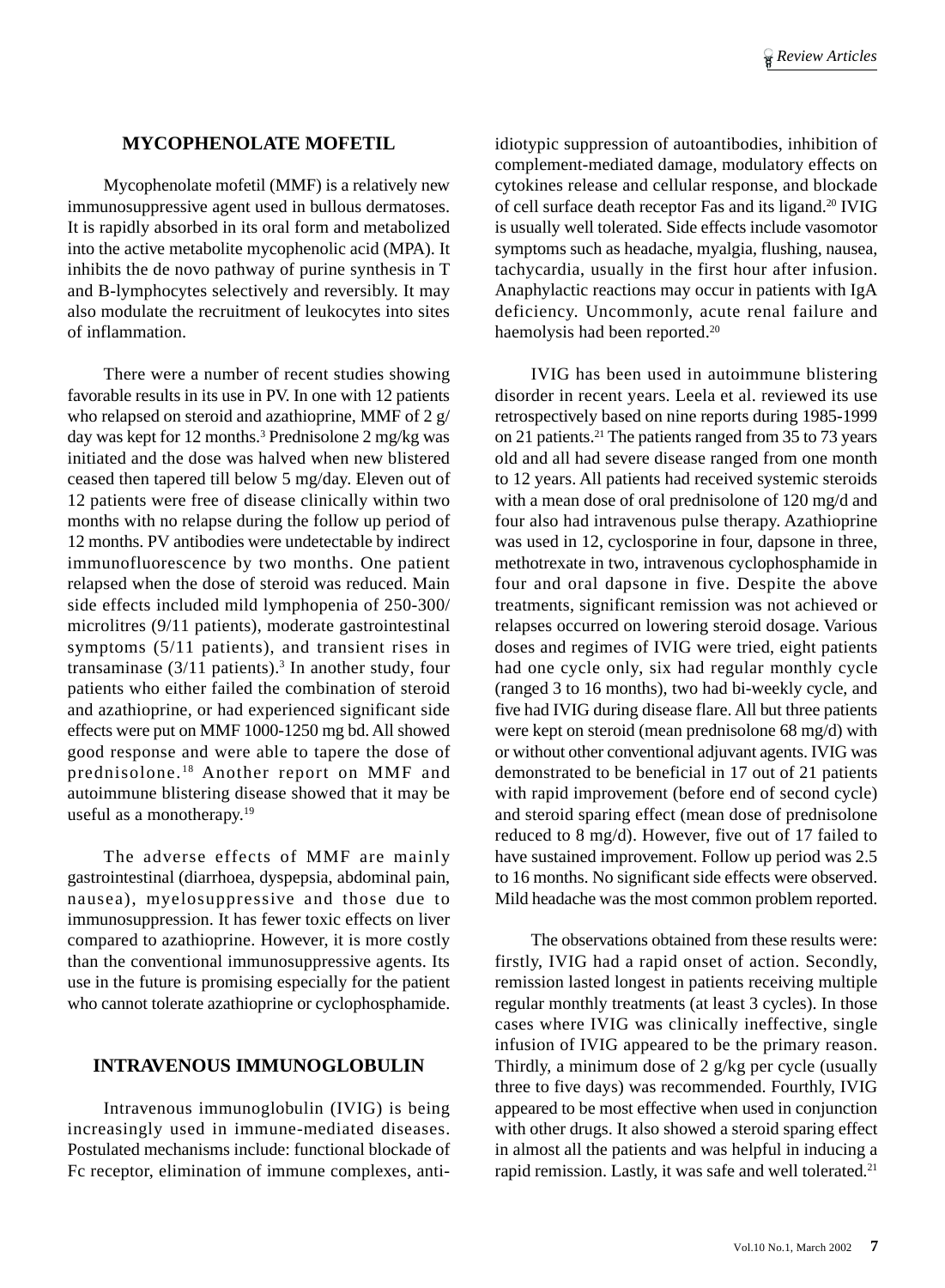## MYCOPHENOLATE MOFETIL

Mycophenolate mofetil (MMF) is a relatively new immunosuppressive agent used in bullous dermatoses. It is rapidly absorbed in its oral form and metabolized into the active metabolite mycophenolic acid (MPA). It inhibits the de novo pathway of purine synthesis in T and B-lymphocytes selectively and reversibly. It may also modulate the recruitment of leukocytes into sites of inflammation.

There were a number of recent studies showing favorable results in its use in PV. In one with 12 patients who relapsed on steroid and azathioprine, MMF of 2 g/day was kept for 12 months.[3] Prednisolone 2 mg/kg was initiated and the dose was halved when new blistered ceased then tapered till below 5 mg/day. Eleven out of 12 patients were free of disease clinically within two months with no relapse during the follow up period of 12 months. PV antibodies were undetectable by indirect immunofluorescence by two months. One patient relapsed when the dose of steroid was reduced. Main side effects included mild lymphopenia of 250-300/microlitres (9/11 patients), moderate gastrointestinal symptoms (5/11 patients), and transient rises in transaminase (3/11 patients).[3] In another study, four patients who either failed the combination of steroid and azathioprine, or had experienced significant side effects were put on MMF 1000-1250 mg bd. All showed good response and were able to tapere the dose of prednisolone.[18] Another report on MMF and autoimmune blistering disease showed that it may be useful as a monotherapy.[19]

The adverse effects of MMF are mainly gastrointestinal (diarrhoea, dyspepsia, abdominal pain, nausea), myelosuppressive and those due to immunosuppression. It has fewer toxic effects on liver compared to azathioprine. However, it is more costly than the conventional immunosuppressive agents. Its use in the future is promising especially for the patient who cannot tolerate azathioprine or cyclophosphamide.

## INTRAVENOUS IMMUNOGLOBULIN

Intravenous immunoglobulin (IVIG) is being increasingly used in immune-mediated diseases. Postulated mechanisms include: functional blockade of Fc receptor, elimination of immune complexes, anti-idiotypic suppression of autoantibodies, inhibition of complement-mediated damage, modulatory effects on cytokines release and cellular response, and blockade of cell surface death receptor Fas and its ligand.[20] IVIG is usually well tolerated. Side effects include vasomotor symptoms such as headache, myalgia, flushing, nausea, tachycardia, usually in the first hour after infusion. Anaphylactic reactions may occur in patients with IgA deficiency. Uncommonly, acute renal failure and haemolysis had been reported.[20]

IVIG has been used in autoimmune blistering disorder in recent years. Leela et al. reviewed its use retrospectively based on nine reports during 1985-1999 on 21 patients.[21] The patients ranged from 35 to 73 years old and all had severe disease ranged from one month to 12 years. All patients had received systemic steroids with a mean dose of oral prednisolone of 120 mg/d and four also had intravenous pulse therapy. Azathioprine was used in 12, cyclosporine in four, dapsone in three, methotrexate in two, intravenous cyclophosphamide in four and oral dapsone in five. Despite the above treatments, significant remission was not achieved or relapses occurred on lowering steroid dosage. Various doses and regimes of IVIG were tried, eight patients had one cycle only, six had regular monthly cycle (ranged 3 to 16 months), two had bi-weekly cycle, and five had IVIG during disease flare. All but three patients were kept on steroid (mean prednisolone 68 mg/d) with or without other conventional adjuvant agents. IVIG was demonstrated to be beneficial in 17 out of 21 patients with rapid improvement (before end of second cycle) and steroid sparing effect (mean dose of prednisolone reduced to 8 mg/d). However, five out of 17 failed to have sustained improvement. Follow up period was 2.5 to 16 months. No significant side effects were observed. Mild headache was the most common problem reported.

The observations obtained from these results were: firstly, IVIG had a rapid onset of action. Secondly, remission lasted longest in patients receiving multiple regular monthly treatments (at least 3 cycles). In those cases where IVIG was clinically ineffective, single infusion of IVIG appeared to be the primary reason. Thirdly, a minimum dose of 2 g/kg per cycle (usually three to five days) was recommended. Fourthly, IVIG appeared to be most effective when used in conjunction with other drugs. It also showed a steroid sparing effect in almost all the patients and was helpful in inducing a rapid remission. Lastly, it was safe and well tolerated.[21]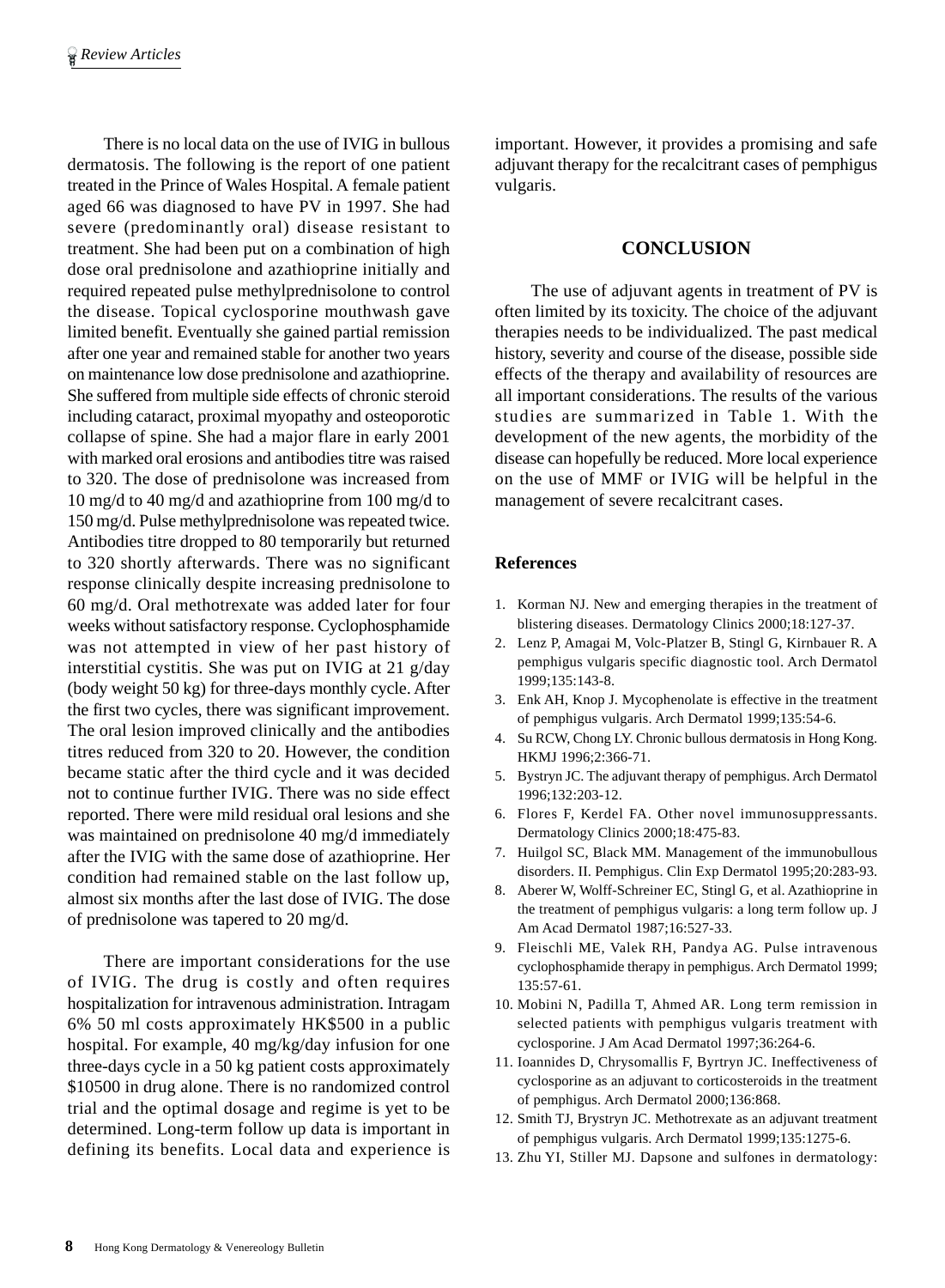There is no local data on the use of IVIG in bullous dermatosis. The following is the report of one patient treated in the Prince of Wales Hospital. A female patient aged 66 was diagnosed to have PV in 1997. She had severe (predominantly oral) disease resistant to treatment. She had been put on a combination of high dose oral prednisolone and azathioprine initially and required repeated pulse methylprednisolone to control the disease. Topical cyclosporine mouthwash gave limited benefit. Eventually she gained partial remission after one year and remained stable for another two years on maintenance low dose prednisolone and azathioprine. She suffered from multiple side effects of chronic steroid including cataract, proximal myopathy and osteoporotic collapse of spine. She had a major flare in early 2001 with marked oral erosions and antibodies titre was raised to 320. The dose of prednisolone was increased from 10 mg/d to 40 mg/d and azathioprine from 100 mg/d to 150 mg/d. Pulse methylprednisolone was repeated twice. Antibodies titre dropped to 80 temporarily but returned to 320 shortly afterwards. There was no significant response clinically despite increasing prednisolone to 60 mg/d. Oral methotrexate was added later for four weeks without satisfactory response. Cyclophosphamide was not attempted in view of her past history of interstitial cystitis. She was put on IVIG at 21 g/day (body weight 50 kg) for three-days monthly cycle. After the first two cycles, there was significant improvement. The oral lesion improved clinically and the antibodies titres reduced from 320 to 20. However, the condition became static after the third cycle and it was decided not to continue further IVIG. There was no side effect reported. There were mild residual oral lesions and she was maintained on prednisolone 40 mg/d immediately after the IVIG with the same dose of azathioprine. Her condition had remained stable on the last follow up, almost six months after the last dose of IVIG. The dose of prednisolone was tapered to 20 mg/d.

There are important considerations for the use of IVIG. The drug is costly and often requires hospitalization for intravenous administration. Intragam 6% 50 ml costs approximately HK$500 in a public hospital. For example, 40 mg/kg/day infusion for one three-days cycle in a 50 kg patient costs approximately $10500 in drug alone. There is no randomized control trial and the optimal dosage and regime is yet to be determined. Long-term follow up data is important in defining its benefits. Local data and experience is important. However, it provides a promising and safe adjuvant therapy for the recalcitrant cases of pemphigus vulgaris.

## CONCLUSION

The use of adjuvant agents in treatment of PV is often limited by its toxicity. The choice of the adjuvant therapies needs to be individualized. The past medical history, severity and course of the disease, possible side effects of the therapy and availability of resources are all important considerations. The results of the various studies are summarized in Table 1. With the development of the new agents, the morbidity of the disease can hopefully be reduced. More local experience on the use of MMF or IVIG will be helpful in the management of severe recalcitrant cases.

### References

1. Korman NJ. New and emerging therapies in the treatment of blistering diseases. Dermatology Clinics 2000;18:127-37.
2. Lenz P, Amagai M, Volc-Platzer B, Stingl G, Kirnbauer R. A pemphigus vulgaris specific diagnostic tool. Arch Dermatol 1999;135:143-8.
3. Enk AH, Knop J. Mycophenolate is effective in the treatment of pemphigus vulgaris. Arch Dermatol 1999;135:54-6.
4. Su RCW, Chong LY. Chronic bullous dermatosis in Hong Kong. HKMJ 1996;2:366-71.
5. Bystryn JC. The adjuvant therapy of pemphigus. Arch Dermatol 1996;132:203-12.
6. Flores F, Kerdel FA. Other novel immunosuppressants. Dermatology Clinics 2000;18:475-83.
7. Huilgol SC, Black MM. Management of the immunobullous disorders. II. Pemphigus. Clin Exp Dermatol 1995;20:283-93.
8. Aberer W, Wolff-Schreiner EC, Stingl G, et al. Azathioprine in the treatment of pemphigus vulgaris: a long term follow up. J Am Acad Dermatol 1987;16:527-33.
9. Fleischli ME, Valek RH, Pandya AG. Pulse intravenous cyclophosphamide therapy in pemphigus. Arch Dermatol 1999; 135:57-61.
10. Mobini N, Padilla T, Ahmed AR. Long term remission in selected patients with pemphigus vulgaris treatment with cyclosporine. J Am Acad Dermatol 1997;36:264-6.
11. Ioannides D, Chrysomallis F, Byrtryn JC. Ineffectiveness of cyclosporine as an adjuvant to corticosteroids in the treatment of pemphigus. Arch Dermatol 2000;136:868.
12. Smith TJ, Brystryn JC. Methotrexate as an adjuvant treatment of pemphigus vulgaris. Arch Dermatol 1999;135:1275-6.
13. Zhu YI, Stiller MJ. Dapsone and sulfones in dermatology: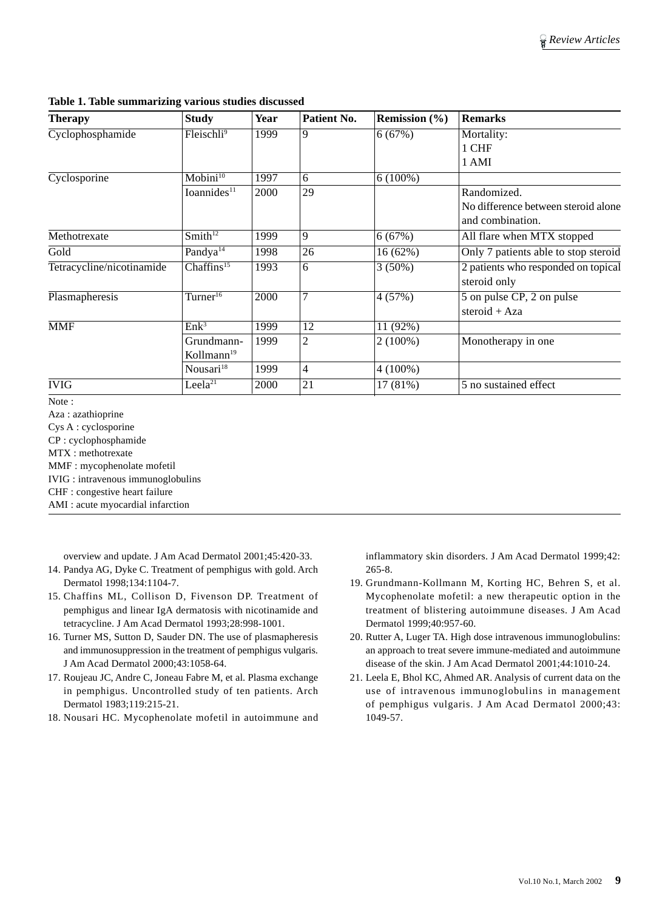**Table 1. Table summarizing various studies discussed**

| Therapy | Study | Year | Patient No. | Remission (%) | Remarks |
|---|---|---|---|---|---|
| Cyclophosphamide | Fleischli[9] | 1999 | 9 | 6 (67%) | Mortality: 1 CHF 1 AMI |
| Cyclosporine | Mobini[10] | 1997 | 6 | 6 (100%) | |
| | Ioannides[11] | 2000 | 29 | | Randomized. No difference between steroid alone and combination. |
| Methotrexate | Smith[12] | 1999 | 9 | 6 (67%) | All flare when MTX stopped |
| Gold | Pandya[14] | 1998 | 26 | 16 (62%) | Only 7 patients able to stop steroid |
| Tetracycline/nicotinamide | Chaffins[15] | 1993 | 6 | 3 (50%) | 2 patients who responded on topical steroid only |
| Plasmapheresis | Turner[16] | 2000 | 7 | 4 (57%) | 5 on pulse CP, 2 on pulse steroid + Aza |
| MMF | Enk[3] | 1999 | 12 | 11 (92%) | |
| | Grundmann-Kollmann[19] | 1999 | 2 | 2 (100%) | Monotherapy in one |
| | Nousari[18] | 1999 | 4 | 4 (100%) | |
| IVIG | Leela[21] | 2000 | 21 | 17 (81%) | 5 no sustained effect |

Note :
Aza : azathioprine
Cys A : cyclosporine
CP : cyclophosphamide
MTX : methotrexate
MMF : mycophenolate mofetil
IVIG : intravenous immunoglobulins
CHF : congestive heart failure
AMI : acute myocardial infarction

overview and update. J Am Acad Dermatol 2001;45:420-33.

14. Pandya AG, Dyke C. Treatment of pemphigus with gold. Arch Dermatol 1998;134:1104-7.
15. Chaffins ML, Collison D, Fivenson DP. Treatment of pemphigus and linear IgA dermatosis with nicotinamide and tetracycline. J Am Acad Dermatol 1993;28:998-1001.
16. Turner MS, Sutton D, Sauder DN. The use of plasmapheresis and immunosuppression in the treatment of pemphigus vulgaris. J Am Acad Dermatol 2000;43:1058-64.
17. Roujeau JC, Andre C, Joneau Fabre M, et al. Plasma exchange in pemphigus. Uncontrolled study of ten patients. Arch Dermatol 1983;119:215-21.
18. Nousari HC. Mycophenolate mofetil in autoimmune and inflammatory skin disorders. J Am Acad Dermatol 1999;42: 265-8.
19. Grundmann-Kollmann M, Korting HC, Behren S, et al. Mycophenolate mofetil: a new therapeutic option in the treatment of blistering autoimmune diseases. J Am Acad Dermatol 1999;40:957-60.
20. Rutter A, Luger TA. High dose intravenous immunoglobulins: an approach to treat severe immune-mediated and autoimmune disease of the skin. J Am Acad Dermatol 2001;44:1010-24.
21. Leela E, Bhol KC, Ahmed AR. Analysis of current data on the use of intravenous immunoglobulins in management of pemphigus vulgaris. J Am Acad Dermatol 2000;43: 1049-57.